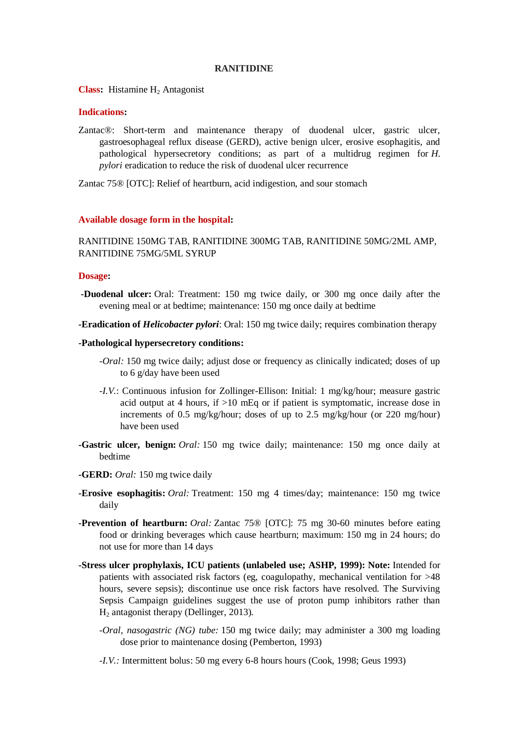# RANITIDINE

**Class:** Histamine $H_2$ Antagonist

**Indications:**

Zantac®: Short-term and maintenance therapy of duodenal ulcer, gastric ulcer, gastroesophageal reflux disease (GERD), active benign ulcer, erosive esophagitis, and pathological hypersecretory conditions; as part of a multidrug regimen for *H. pylori* eradication to reduce the risk of duodenal ulcer recurrence

Zantac 75® [OTC]: Relief of heartburn, acid indigestion, and sour stomach

**Available dosage form in the hospital:**

RANITIDINE 150MG TAB, RANITIDINE 300MG TAB, RANITIDINE 50MG/2ML AMP, RANITIDINE 75MG/5ML SYRUP

**Dosage:**

**-Duodenal ulcer:** Oral: Treatment: 150 mg twice daily, or 300 mg once daily after the evening meal or at bedtime; maintenance: 150 mg once daily at bedtime

**-Eradication of *Helicobacter pylori***: Oral: 150 mg twice daily; requires combination therapy

**-Pathological hypersecretory conditions:**

- *-Oral:* 150 mg twice daily; adjust dose or frequency as clinically indicated; doses of up to 6 g/day have been used
- *-I.V.*: Continuous infusion for Zollinger-Ellison: Initial: 1 mg/kg/hour; measure gastric acid output at 4 hours, if >10 mEq or if patient is symptomatic, increase dose in increments of 0.5 mg/kg/hour; doses of up to 2.5 mg/kg/hour (or 220 mg/hour) have been used

**-Gastric ulcer, benign:** *Oral:* 150 mg twice daily; maintenance: 150 mg once daily at bedtime

**-GERD:** *Oral:* 150 mg twice daily

**-Erosive esophagitis:** *Oral:* Treatment: 150 mg 4 times/day; maintenance: 150 mg twice daily

**-Prevention of heartburn:** *Oral:* Zantac 75® [OTC]: 75 mg 30-60 minutes before eating food or drinking beverages which cause heartburn; maximum: 150 mg in 24 hours; do not use for more than 14 days

**-Stress ulcer prophylaxis, ICU patients (unlabeled use; ASHP, 1999): Note:** Intended for patients with associated risk factors (eg, coagulopathy, mechanical ventilation for >48 hours, severe sepsis); discontinue use once risk factors have resolved. The Surviving Sepsis Campaign guidelines suggest the use of proton pump inhibitors rather than $H_2$ antagonist therapy (Dellinger, 2013).

- *-Oral, nasogastric (NG) tube:* 150 mg twice daily; may administer a 300 mg loading dose prior to maintenance dosing (Pemberton, 1993)
- *-I.V.:* Intermittent bolus: 50 mg every 6-8 hours hours (Cook, 1998; Geus 1993)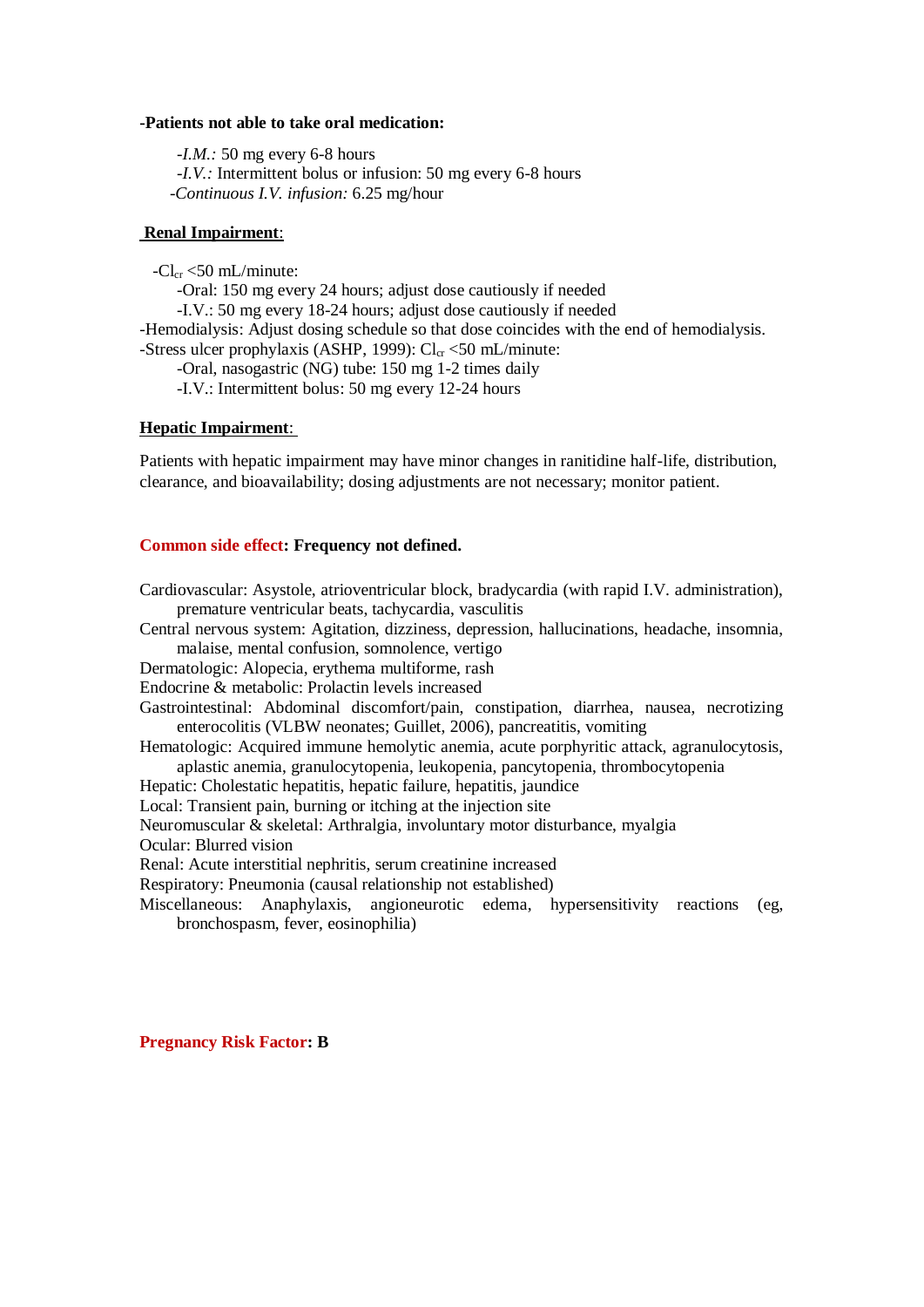**-Patients not able to take oral medication:**

-*I.M.:* 50 mg every 6-8 hours
-*I.V.:* Intermittent bolus or infusion: 50 mg every 6-8 hours
-*Continuous I.V. infusion:* 6.25 mg/hour

**Renal Impairment**:

-$Cl_{cr}$ <50 mL/minute:
-Oral: 150 mg every 24 hours; adjust dose cautiously if needed
-I.V.: 50 mg every 18-24 hours; adjust dose cautiously if needed
-Hemodialysis: Adjust dosing schedule so that dose coincides with the end of hemodialysis.
-Stress ulcer prophylaxis (ASHP, 1999): $Cl_{cr}$ <50 mL/minute:
-Oral, nasogastric (NG) tube: 150 mg 1-2 times daily
-I.V.: Intermittent bolus: 50 mg every 12-24 hours

**Hepatic Impairment**:

Patients with hepatic impairment may have minor changes in ranitidine half-life, distribution, clearance, and bioavailability; dosing adjustments are not necessary; monitor patient.

**Common side effect: Frequency not defined.**

Cardiovascular: Asystole, atrioventricular block, bradycardia (with rapid I.V. administration), premature ventricular beats, tachycardia, vasculitis
Central nervous system: Agitation, dizziness, depression, hallucinations, headache, insomnia, malaise, mental confusion, somnolence, vertigo
Dermatologic: Alopecia, erythema multiforme, rash
Endocrine & metabolic: Prolactin levels increased
Gastrointestinal: Abdominal discomfort/pain, constipation, diarrhea, nausea, necrotizing enterocolitis (VLBW neonates; Guillet, 2006), pancreatitis, vomiting
Hematologic: Acquired immune hemolytic anemia, acute porphyritic attack, agranulocytosis, aplastic anemia, granulocytopenia, leukopenia, pancytopenia, thrombocytopenia
Hepatic: Cholestatic hepatitis, hepatic failure, hepatitis, jaundice
Local: Transient pain, burning or itching at the injection site
Neuromuscular & skeletal: Arthralgia, involuntary motor disturbance, myalgia
Ocular: Blurred vision
Renal: Acute interstitial nephritis, serum creatinine increased
Respiratory: Pneumonia (causal relationship not established)
Miscellaneous: Anaphylaxis, angioneurotic edema, hypersensitivity reactions (eg, bronchospasm, fever, eosinophilia)

**Pregnancy Risk Factor: B**